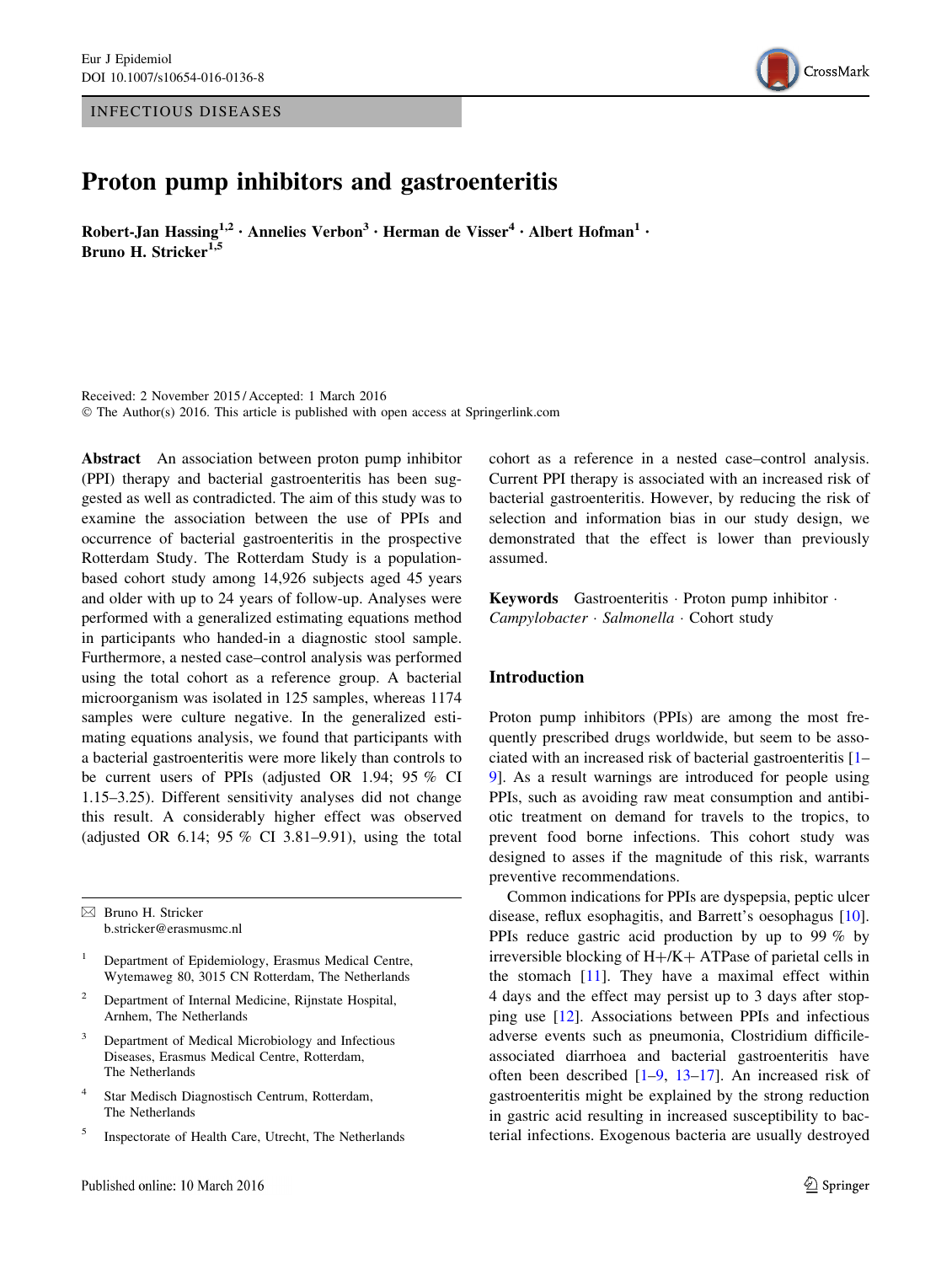INFECTIOUS DISEASES

# Proton pump inhibitors and gastroenteritis

**Robert-Jan Hassing[1,2] · Annelies Verbon[3] · Herman de Visser[4] · Albert Hofman[1] · Bruno H. Stricker[1,5]**

Received: 2 November 2015 / Accepted: 1 March 2016
© The Author(s) 2016. This article is published with open access at Springerlink.com

**Abstract** An association between proton pump inhibitor (PPI) therapy and bacterial gastroenteritis has been suggested as well as contradicted. The aim of this study was to examine the association between the use of PPIs and occurrence of bacterial gastroenteritis in the prospective Rotterdam Study. The Rotterdam Study is a population-based cohort study among 14,926 subjects aged 45 years and older with up to 24 years of follow-up. Analyses were performed with a generalized estimating equations method in participants who handed-in a diagnostic stool sample. Furthermore, a nested case–control analysis was performed using the total cohort as a reference group. A bacterial microorganism was isolated in 125 samples, whereas 1174 samples were culture negative. In the generalized estimating equations analysis, we found that participants with a bacterial gastroenteritis were more likely than controls to be current users of PPIs (adjusted OR 1.94; 95 % CI 1.15–3.25). Different sensitivity analyses did not change this result. A considerably higher effect was observed (adjusted OR 6.14; 95 % CI 3.81–9.91), using the total cohort as a reference in a nested case–control analysis. Current PPI therapy is associated with an increased risk of bacterial gastroenteritis. However, by reducing the risk of selection and information bias in our study design, we demonstrated that the effect is lower than previously assumed.

**Keywords** Gastroenteritis · Proton pump inhibitor · *Campylobacter* · *Salmonella* · Cohort study

✉ Bruno H. Stricker
b.stricker@erasmusmc.nl

1 Department of Epidemiology, Erasmus Medical Centre, Wytemaweg 80, 3015 CN Rotterdam, The Netherlands

2 Department of Internal Medicine, Rijnstate Hospital, Arnhem, The Netherlands

3 Department of Medical Microbiology and Infectious Diseases, Erasmus Medical Centre, Rotterdam, The Netherlands

4 Star Medisch Diagnostisch Centrum, Rotterdam, The Netherlands

5 Inspectorate of Health Care, Utrecht, The Netherlands

## Introduction

Proton pump inhibitors (PPIs) are among the most frequently prescribed drugs worldwide, but seem to be associated with an increased risk of bacterial gastroenteritis [1–9]. As a result warnings are introduced for people using PPIs, such as avoiding raw meat consumption and antibiotic treatment on demand for travels to the tropics, to prevent food borne infections. This cohort study was designed to asses if the magnitude of this risk, warrants preventive recommendations.

Common indications for PPIs are dyspepsia, peptic ulcer disease, reflux esophagitis, and Barrett's oesophagus [10]. PPIs reduce gastric acid production by up to 99 % by irreversible blocking of H+/K+ ATPase of parietal cells in the stomach [11]. They have a maximal effect within 4 days and the effect may persist up to 3 days after stopping use [12]. Associations between PPIs and infectious adverse events such as pneumonia, Clostridium difficile-associated diarrhoea and bacterial gastroenteritis have often been described [1–9, 13–17]. An increased risk of gastroenteritis might be explained by the strong reduction in gastric acid resulting in increased susceptibility to bacterial infections. Exogenous bacteria are usually destroyed

Published online: 10 March 2016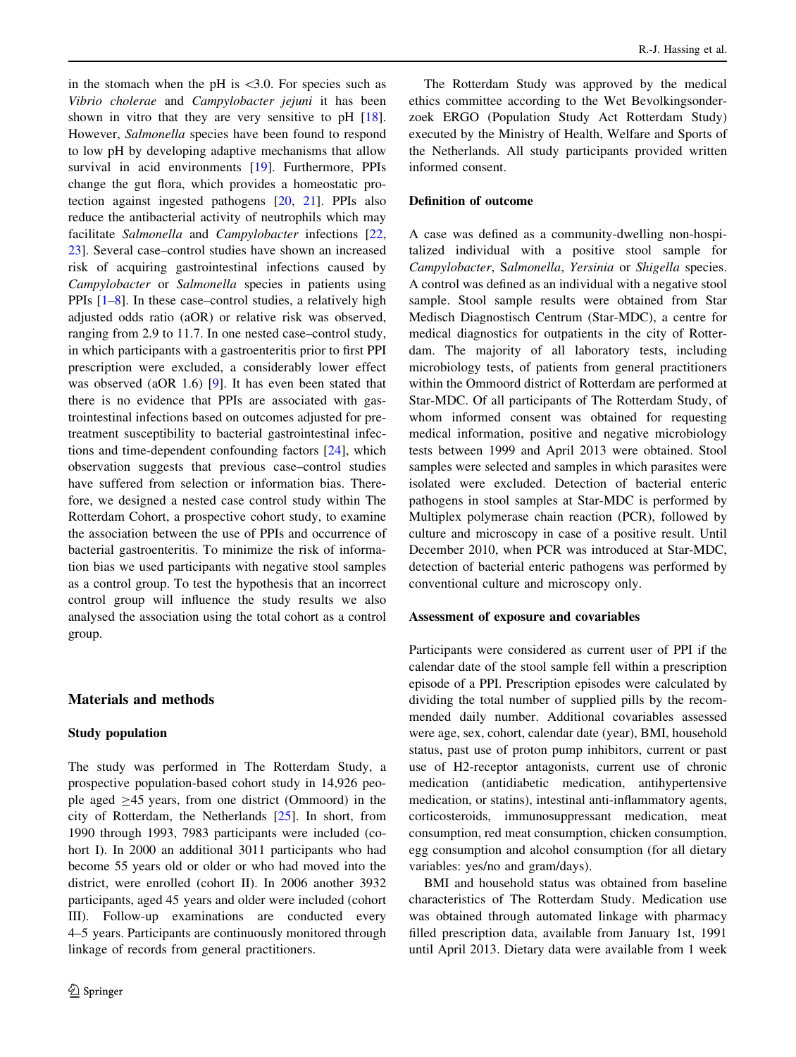in the stomach when the pH is <3.0. For species such as *Vibrio cholerae* and *Campylobacter jejuni* it has been shown in vitro that they are very sensitive to pH [18]. However, *Salmonella* species have been found to respond to low pH by developing adaptive mechanisms that allow survival in acid environments [19]. Furthermore, PPIs change the gut flora, which provides a homeostatic protection against ingested pathogens [20, 21]. PPIs also reduce the antibacterial activity of neutrophils which may facilitate *Salmonella* and *Campylobacter* infections [22, 23]. Several case–control studies have shown an increased risk of acquiring gastrointestinal infections caused by *Campylobacter* or *Salmonella* species in patients using PPIs [1–8]. In these case–control studies, a relatively high adjusted odds ratio (aOR) or relative risk was observed, ranging from 2.9 to 11.7. In one nested case–control study, in which participants with a gastroenteritis prior to first PPI prescription were excluded, a considerably lower effect was observed (aOR 1.6) [9]. It has even been stated that there is no evidence that PPIs are associated with gastrointestinal infections based on outcomes adjusted for pretreatment susceptibility to bacterial gastrointestinal infections and time-dependent confounding factors [24], which observation suggests that previous case–control studies have suffered from selection or information bias. Therefore, we designed a nested case control study within The Rotterdam Cohort, a prospective cohort study, to examine the association between the use of PPIs and occurrence of bacterial gastroenteritis. To minimize the risk of information bias we used participants with negative stool samples as a control group. To test the hypothesis that an incorrect control group will influence the study results we also analysed the association using the total cohort as a control group.

## Materials and methods

### Study population

The study was performed in The Rotterdam Study, a prospective population-based cohort study in 14,926 people aged ≥45 years, from one district (Ommoord) in the city of Rotterdam, the Netherlands [25]. In short, from 1990 through 1993, 7983 participants were included (cohort I). In 2000 an additional 3011 participants who had become 55 years old or older or who had moved into the district, were enrolled (cohort II). In 2006 another 3932 participants, aged 45 years and older were included (cohort III). Follow-up examinations are conducted every 4–5 years. Participants are continuously monitored through linkage of records from general practitioners.

The Rotterdam Study was approved by the medical ethics committee according to the Wet Bevolkingsonderzoek ERGO (Population Study Act Rotterdam Study) executed by the Ministry of Health, Welfare and Sports of the Netherlands. All study participants provided written informed consent.

### Definition of outcome

A case was defined as a community-dwelling non-hospitalized individual with a positive stool sample for *Campylobacter*, *Salmonella*, *Yersinia* or *Shigella* species. A control was defined as an individual with a negative stool sample. Stool sample results were obtained from Star Medisch Diagnostisch Centrum (Star-MDC), a centre for medical diagnostics for outpatients in the city of Rotterdam. The majority of all laboratory tests, including microbiology tests, of patients from general practitioners within the Ommoord district of Rotterdam are performed at Star-MDC. Of all participants of The Rotterdam Study, of whom informed consent was obtained for requesting medical information, positive and negative microbiology tests between 1999 and April 2013 were obtained. Stool samples were selected and samples in which parasites were isolated were excluded. Detection of bacterial enteric pathogens in stool samples at Star-MDC is performed by Multiplex polymerase chain reaction (PCR), followed by culture and microscopy in case of a positive result. Until December 2010, when PCR was introduced at Star-MDC, detection of bacterial enteric pathogens was performed by conventional culture and microscopy only.

### Assessment of exposure and covariables

Participants were considered as current user of PPI if the calendar date of the stool sample fell within a prescription episode of a PPI. Prescription episodes were calculated by dividing the total number of supplied pills by the recommended daily number. Additional covariables assessed were age, sex, cohort, calendar date (year), BMI, household status, past use of proton pump inhibitors, current or past use of H2-receptor antagonists, current use of chronic medication (antidiabetic medication, antihypertensive medication, or statins), intestinal anti-inflammatory agents, corticosteroids, immunosuppressant medication, meat consumption, red meat consumption, chicken consumption, egg consumption and alcohol consumption (for all dietary variables: yes/no and gram/days).

BMI and household status was obtained from baseline characteristics of The Rotterdam Study. Medication use was obtained through automated linkage with pharmacy filled prescription data, available from January 1st, 1991 until April 2013. Dietary data were available from 1 week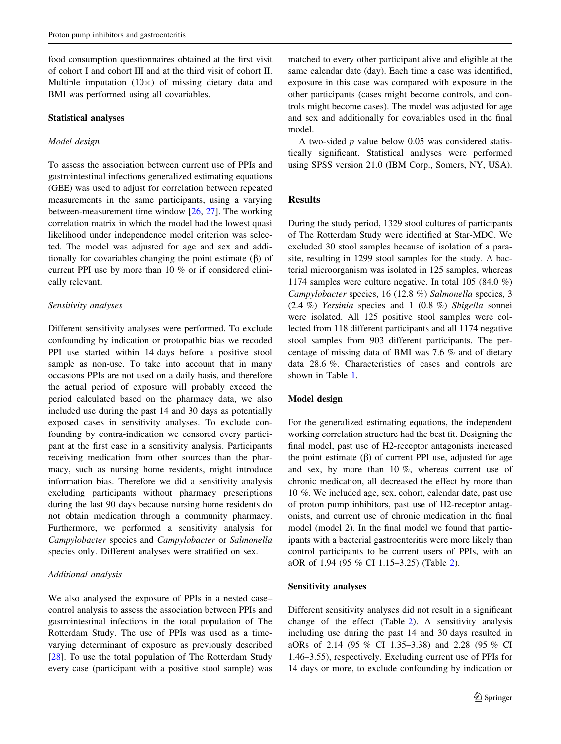food consumption questionnaires obtained at the first visit of cohort I and cohort III and at the third visit of cohort II. Multiple imputation (10×) of missing dietary data and BMI was performed using all covariables.

### Statistical analyses

#### *Model design*

To assess the association between current use of PPIs and gastrointestinal infections generalized estimating equations (GEE) was used to adjust for correlation between repeated measurements in the same participants, using a varying between-measurement time window [26, 27]. The working correlation matrix in which the model had the lowest quasi likelihood under independence model criterion was selected. The model was adjusted for age and sex and additionally for covariables changing the point estimate (β) of current PPI use by more than 10 % or if considered clinically relevant.

#### *Sensitivity analyses*

Different sensitivity analyses were performed. To exclude confounding by indication or protopathic bias we recoded PPI use started within 14 days before a positive stool sample as non-use. To take into account that in many occasions PPIs are not used on a daily basis, and therefore the actual period of exposure will probably exceed the period calculated based on the pharmacy data, we also included use during the past 14 and 30 days as potentially exposed cases in sensitivity analyses. To exclude confounding by contra-indication we censored every participant at the first case in a sensitivity analysis. Participants receiving medication from other sources than the pharmacy, such as nursing home residents, might introduce information bias. Therefore we did a sensitivity analysis excluding participants without pharmacy prescriptions during the last 90 days because nursing home residents do not obtain medication through a community pharmacy. Furthermore, we performed a sensitivity analysis for *Campylobacter* species and *Campylobacter* or *Salmonella* species only. Different analyses were stratified on sex.

#### *Additional analysis*

We also analysed the exposure of PPIs in a nested case–control analysis to assess the association between PPIs and gastrointestinal infections in the total population of The Rotterdam Study. The use of PPIs was used as a time-varying determinant of exposure as previously described [28]. To use the total population of The Rotterdam Study every case (participant with a positive stool sample) was matched to every other participant alive and eligible at the same calendar date (day). Each time a case was identified, exposure in this case was compared with exposure in the other participants (cases might become controls, and controls might become cases). The model was adjusted for age and sex and additionally for covariables used in the final model.

A two-sided *p* value below 0.05 was considered statistically significant. Statistical analyses were performed using SPSS version 21.0 (IBM Corp., Somers, NY, USA).

## Results

During the study period, 1329 stool cultures of participants of The Rotterdam Study were identified at Star-MDC. We excluded 30 stool samples because of isolation of a parasite, resulting in 1299 stool samples for the study. A bacterial microorganism was isolated in 125 samples, whereas 1174 samples were culture negative. In total 105 (84.0 %) *Campylobacter* species, 16 (12.8 %) *Salmonella* species, 3 (2.4 %) *Yersinia* species and 1 (0.8 %) *Shigella* sonnei were isolated. All 125 positive stool samples were collected from 118 different participants and all 1174 negative stool samples from 903 different participants. The percentage of missing data of BMI was 7.6 % and of dietary data 28.6 %. Characteristics of cases and controls are shown in Table 1.

### Model design

For the generalized estimating equations, the independent working correlation structure had the best fit. Designing the final model, past use of H2-receptor antagonists increased the point estimate (β) of current PPI use, adjusted for age and sex, by more than 10 %, whereas current use of chronic medication, all decreased the effect by more than 10 %. We included age, sex, cohort, calendar date, past use of proton pump inhibitors, past use of H2-receptor antagonists, and current use of chronic medication in the final model (model 2). In the final model we found that participants with a bacterial gastroenteritis were more likely than control participants to be current users of PPIs, with an aOR of 1.94 (95 % CI 1.15–3.25) (Table 2).

### Sensitivity analyses

Different sensitivity analyses did not result in a significant change of the effect (Table 2). A sensitivity analysis including use during the past 14 and 30 days resulted in aORs of 2.14 (95 % CI 1.35–3.38) and 2.28 (95 % CI 1.46–3.55), respectively. Excluding current use of PPIs for 14 days or more, to exclude confounding by indication or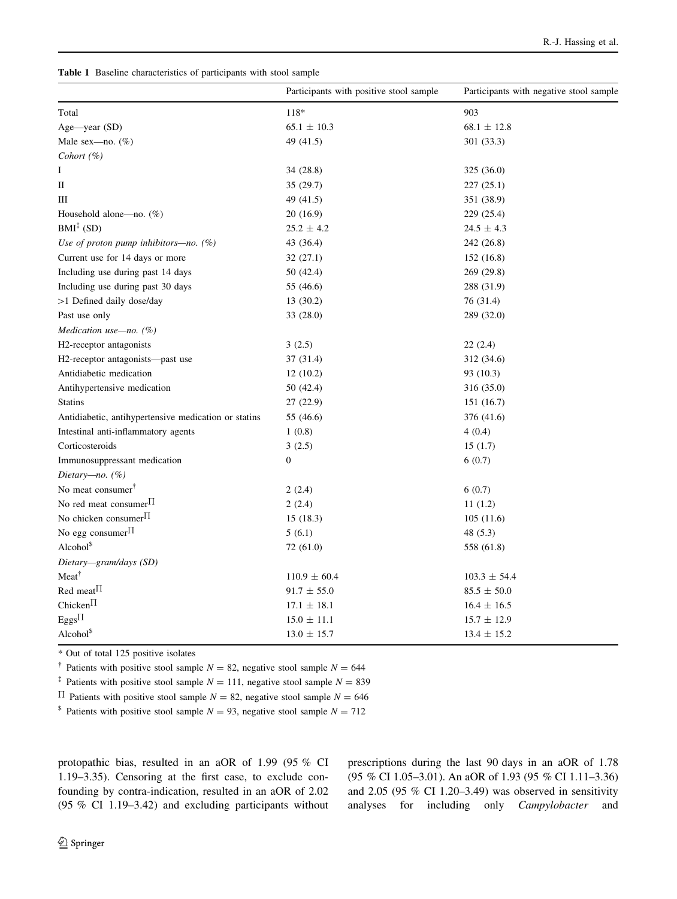**Table 1** Baseline characteristics of participants with stool sample

| | Participants with positive stool sample | Participants with negative stool sample |
|---|---|---|
| Total | 118* | 903 |
| Age—year (SD) | 65.1 ± 10.3 | 68.1 ± 12.8 |
| Male sex—no. (%) | 49 (41.5) | 301 (33.3) |
| *Cohort (%)* | | |
| I | 34 (28.8) | 325 (36.0) |
| II | 35 (29.7) | 227 (25.1) |
| III | 49 (41.5) | 351 (38.9) |
| Household alone—no. (%) | 20 (16.9) | 229 (25.4) |
| BMI[‡] (SD) | 25.2 ± 4.2 | 24.5 ± 4.3 |
| *Use of proton pump inhibitors—no. (%)* | 43 (36.4) | 242 (26.8) |
| Current use for 14 days or more | 32 (27.1) | 152 (16.8) |
| Including use during past 14 days | 50 (42.4) | 269 (29.8) |
| Including use during past 30 days | 55 (46.6) | 288 (31.9) |
| >1 Defined daily dose/day | 13 (30.2) | 76 (31.4) |
| Past use only | 33 (28.0) | 289 (32.0) |
| *Medication use—no. (%)* | | |
| H2-receptor antagonists | 3 (2.5) | 22 (2.4) |
| H2-receptor antagonists—past use | 37 (31.4) | 312 (34.6) |
| Antidiabetic medication | 12 (10.2) | 93 (10.3) |
| Antihypertensive medication | 50 (42.4) | 316 (35.0) |
| Statins | 27 (22.9) | 151 (16.7) |
| Antidiabetic, antihypertensive medication or statins | 55 (46.6) | 376 (41.6) |
| Intestinal anti-inflammatory agents | 1 (0.8) | 4 (0.4) |
| Corticosteroids | 3 (2.5) | 15 (1.7) |
| Immunosuppressant medication | 0 | 6 (0.7) |
| *Dietary—no. (%)* | | |
| No meat consumer[†] | 2 (2.4) | 6 (0.7) |
| No red meat consumer[Π] | 2 (2.4) | 11 (1.2) |
| No chicken consumer[Π] | 15 (18.3) | 105 (11.6) |
| No egg consumer[Π] | 5 (6.1) | 48 (5.3) |
| Alcohol[$] | 72 (61.0) | 558 (61.8) |
| *Dietary—gram/days (SD)* | | |
| Meat[†] | 110.9 ± 60.4 | 103.3 ± 54.4 |
| Red meat[Π] | 91.7 ± 55.0 | 85.5 ± 50.0 |
| Chicken[Π] | 17.1 ± 18.1 | 16.4 ± 16.5 |
| Eggs[Π] | 15.0 ± 11.1 | 15.7 ± 12.9 |
| Alcohol[$] | 13.0 ± 15.7 | 13.4 ± 15.2 |

* Out of total 125 positive isolates

[†] Patients with positive stool sample $N = 82$, negative stool sample $N = 644$

[‡] Patients with positive stool sample $N = 111$, negative stool sample $N = 839$

[Π] Patients with positive stool sample $N = 82$, negative stool sample $N = 646$

[$] Patients with positive stool sample $N = 93$, negative stool sample $N = 712$

protopathic bias, resulted in an aOR of 1.99 (95 % CI 1.19–3.35). Censoring at the first case, to exclude confounding by contra-indication, resulted in an aOR of 2.02 (95 % CI 1.19–3.42) and excluding participants without prescriptions during the last 90 days in an aOR of 1.78 (95 % CI 1.05–3.01). An aOR of 1.93 (95 % CI 1.11–3.36) and 2.05 (95 % CI 1.20–3.49) was observed in sensitivity analyses for including only *Campylobacter* and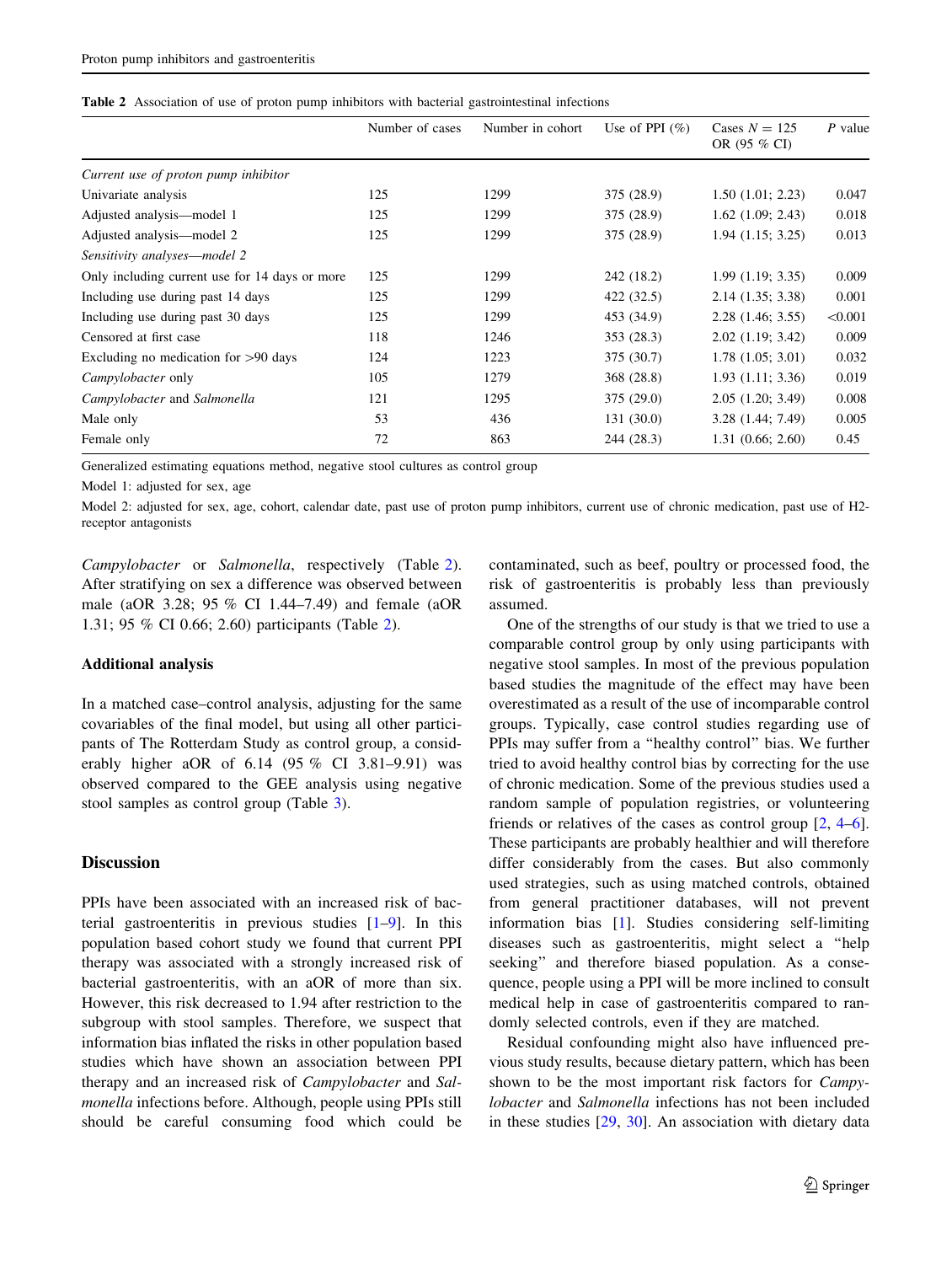Table 2 Association of use of proton pump inhibitors with bacterial gastrointestinal infections

| | Number of cases | Number in cohort | Use of PPI (%) | Cases N = 125 OR (95 % CI) | P value |
|---|---|---|---|---|---|
| *Current use of proton pump inhibitor* | | | | | |
| Univariate analysis | 125 | 1299 | 375 (28.9) | 1.50 (1.01; 2.23) | 0.047 |
| Adjusted analysis—model 1 | 125 | 1299 | 375 (28.9) | 1.62 (1.09; 2.43) | 0.018 |
| Adjusted analysis—model 2 | 125 | 1299 | 375 (28.9) | 1.94 (1.15; 3.25) | 0.013 |
| *Sensitivity analyses—model 2* | | | | | |
| Only including current use for 14 days or more | 125 | 1299 | 242 (18.2) | 1.99 (1.19; 3.35) | 0.009 |
| Including use during past 14 days | 125 | 1299 | 422 (32.5) | 2.14 (1.35; 3.38) | 0.001 |
| Including use during past 30 days | 125 | 1299 | 453 (34.9) | 2.28 (1.46; 3.55) | <0.001 |
| Censored at first case | 118 | 1246 | 353 (28.3) | 2.02 (1.19; 3.42) | 0.009 |
| Excluding no medication for >90 days | 124 | 1223 | 375 (30.7) | 1.78 (1.05; 3.01) | 0.032 |
| *Campylobacter* only | 105 | 1279 | 368 (28.8) | 1.93 (1.11; 3.36) | 0.019 |
| *Campylobacter* and *Salmonella* | 121 | 1295 | 375 (29.0) | 2.05 (1.20; 3.49) | 0.008 |
| Male only | 53 | 436 | 131 (30.0) | 3.28 (1.44; 7.49) | 0.005 |
| Female only | 72 | 863 | 244 (28.3) | 1.31 (0.66; 2.60) | 0.45 |

Generalized estimating equations method, negative stool cultures as control group

Model 1: adjusted for sex, age

Model 2: adjusted for sex, age, cohort, calendar date, past use of proton pump inhibitors, current use of chronic medication, past use of H2-receptor antagonists

*Campylobacter* or *Salmonella*, respectively (Table 2). After stratifying on sex a difference was observed between male (aOR 3.28; 95 % CI 1.44–7.49) and female (aOR 1.31; 95 % CI 0.66; 2.60) participants (Table 2).

### Additional analysis

In a matched case–control analysis, adjusting for the same covariables of the final model, but using all other participants of The Rotterdam Study as control group, a considerably higher aOR of 6.14 (95 % CI 3.81–9.91) was observed compared to the GEE analysis using negative stool samples as control group (Table 3).

## Discussion

PPIs have been associated with an increased risk of bacterial gastroenteritis in previous studies [1–9]. In this population based cohort study we found that current PPI therapy was associated with a strongly increased risk of bacterial gastroenteritis, with an aOR of more than six. However, this risk decreased to 1.94 after restriction to the subgroup with stool samples. Therefore, we suspect that information bias inflated the risks in other population based studies which have shown an association between PPI therapy and an increased risk of *Campylobacter* and *Salmonella* infections before. Although, people using PPIs still should be careful consuming food which could be contaminated, such as beef, poultry or processed food, the risk of gastroenteritis is probably less than previously assumed.

One of the strengths of our study is that we tried to use a comparable control group by only using participants with negative stool samples. In most of the previous population based studies the magnitude of the effect may have been overestimated as a result of the use of incomparable control groups. Typically, case control studies regarding use of PPIs may suffer from a "healthy control" bias. We further tried to avoid healthy control bias by correcting for the use of chronic medication. Some of the previous studies used a random sample of population registries, or volunteering friends or relatives of the cases as control group [2, 4–6]. These participants are probably healthier and will therefore differ considerably from the cases. But also commonly used strategies, such as using matched controls, obtained from general practitioner databases, will not prevent information bias [1]. Studies considering self-limiting diseases such as gastroenteritis, might select a "help seeking" and therefore biased population. As a consequence, people using a PPI will be more inclined to consult medical help in case of gastroenteritis compared to randomly selected controls, even if they are matched.

Residual confounding might also have influenced previous study results, because dietary pattern, which has been shown to be the most important risk factors for *Campylobacter* and *Salmonella* infections has not been included in these studies [29, 30]. An association with dietary data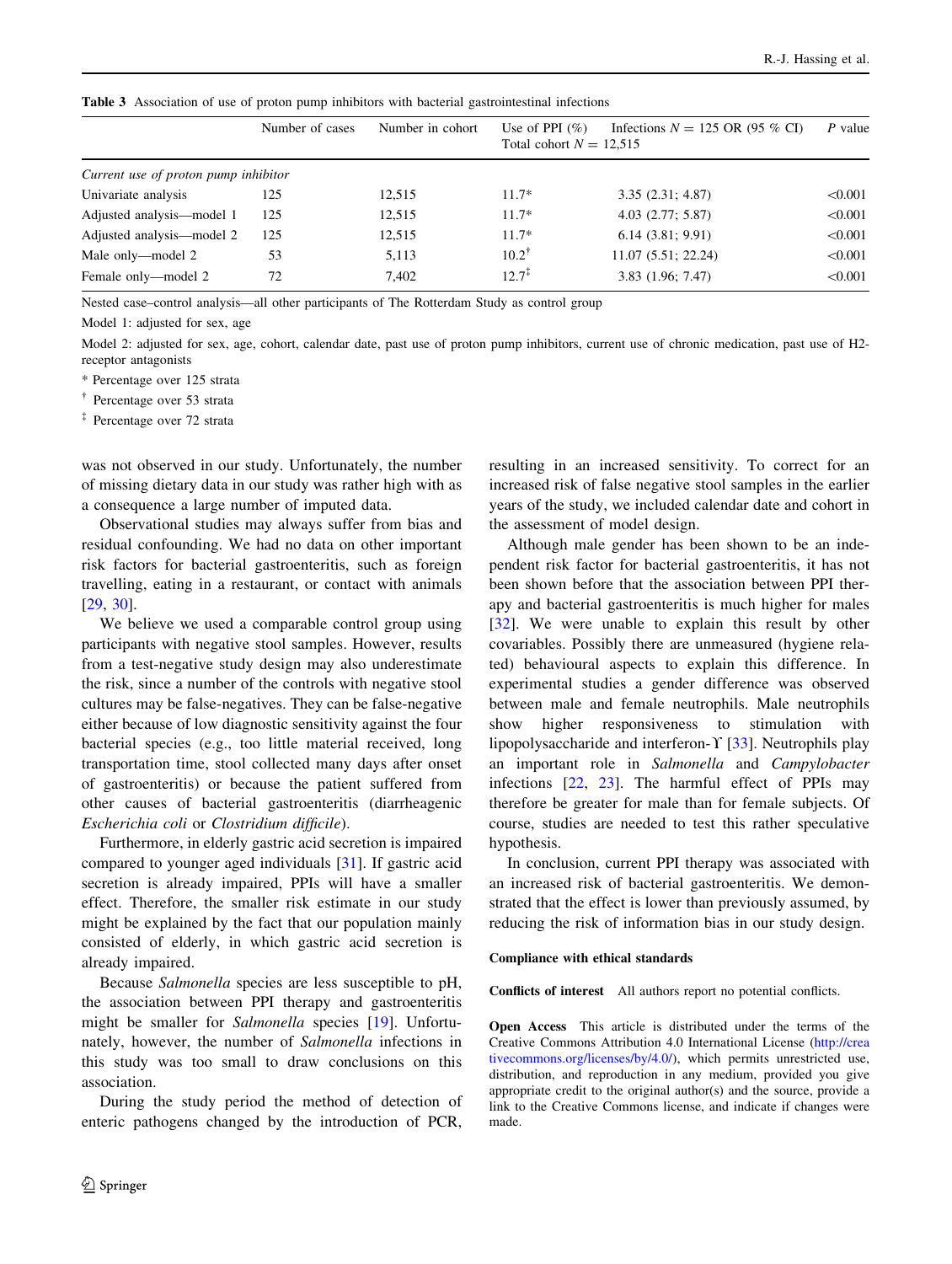**Table 3** Association of use of proton pump inhibitors with bacterial gastrointestinal infections

| | Number of cases | Number in cohort | Use of PPI (%) Total cohort $N = 12{,}515$ | Infections $N = 125$ OR (95 % CI) | *P* value |
|---|---|---|---|---|---|
| *Current use of proton pump inhibitor* | | | | | |
| Univariate analysis | 125 | 12,515 | 11.7* | 3.35 (2.31; 4.87) | <0.001 |
| Adjusted analysis—model 1 | 125 | 12,515 | 11.7* | 4.03 (2.77; 5.87) | <0.001 |
| Adjusted analysis—model 2 | 125 | 12,515 | 11.7* | 6.14 (3.81; 9.91) | <0.001 |
| Male only—model 2 | 53 | 5,113 | 10.2† | 11.07 (5.51; 22.24) | <0.001 |
| Female only—model 2 | 72 | 7,402 | 12.7‡ | 3.83 (1.96; 7.47) | <0.001 |

Nested case–control analysis—all other participants of The Rotterdam Study as control group

Model 1: adjusted for sex, age

Model 2: adjusted for sex, age, cohort, calendar date, past use of proton pump inhibitors, current use of chronic medication, past use of H2-receptor antagonists

\* Percentage over 125 strata

† Percentage over 53 strata

‡ Percentage over 72 strata

was not observed in our study. Unfortunately, the number of missing dietary data in our study was rather high with as a consequence a large number of imputed data.

Observational studies may always suffer from bias and residual confounding. We had no data on other important risk factors for bacterial gastroenteritis, such as foreign travelling, eating in a restaurant, or contact with animals [29, 30].

We believe we used a comparable control group using participants with negative stool samples. However, results from a test-negative study design may also underestimate the risk, since a number of the controls with negative stool cultures may be false-negatives. They can be false-negative either because of low diagnostic sensitivity against the four bacterial species (e.g., too little material received, long transportation time, stool collected many days after onset of gastroenteritis) or because the patient suffered from other causes of bacterial gastroenteritis (diarrheagenic *Escherichia coli* or *Clostridium difficile*).

Furthermore, in elderly gastric acid secretion is impaired compared to younger aged individuals [31]. If gastric acid secretion is already impaired, PPIs will have a smaller effect. Therefore, the smaller risk estimate in our study might be explained by the fact that our population mainly consisted of elderly, in which gastric acid secretion is already impaired.

Because *Salmonella* species are less susceptible to pH, the association between PPI therapy and gastroenteritis might be smaller for *Salmonella* species [19]. Unfortunately, however, the number of *Salmonella* infections in this study was too small to draw conclusions on this association.

During the study period the method of detection of enteric pathogens changed by the introduction of PCR, resulting in an increased sensitivity. To correct for an increased risk of false negative stool samples in the earlier years of the study, we included calendar date and cohort in the assessment of model design.

Although male gender has been shown to be an independent risk factor for bacterial gastroenteritis, it has not been shown before that the association between PPI therapy and bacterial gastroenteritis is much higher for males [32]. We were unable to explain this result by other covariables. Possibly there are unmeasured (hygiene related) behavioural aspects to explain this difference. In experimental studies a gender difference was observed between male and female neutrophils. Male neutrophils show higher responsiveness to stimulation with lipopolysaccharide and interferon-ϒ [33]. Neutrophils play an important role in *Salmonella* and *Campylobacter* infections [22, 23]. The harmful effect of PPIs may therefore be greater for male than for female subjects. Of course, studies are needed to test this rather speculative hypothesis.

In conclusion, current PPI therapy was associated with an increased risk of bacterial gastroenteritis. We demonstrated that the effect is lower than previously assumed, by reducing the risk of information bias in our study design.

**Compliance with ethical standards**

**Conflicts of interest** All authors report no potential conflicts.

**Open Access** This article is distributed under the terms of the Creative Commons Attribution 4.0 International License (http://creativecommons.org/licenses/by/4.0/), which permits unrestricted use, distribution, and reproduction in any medium, provided you give appropriate credit to the original author(s) and the source, provide a link to the Creative Commons license, and indicate if changes were made.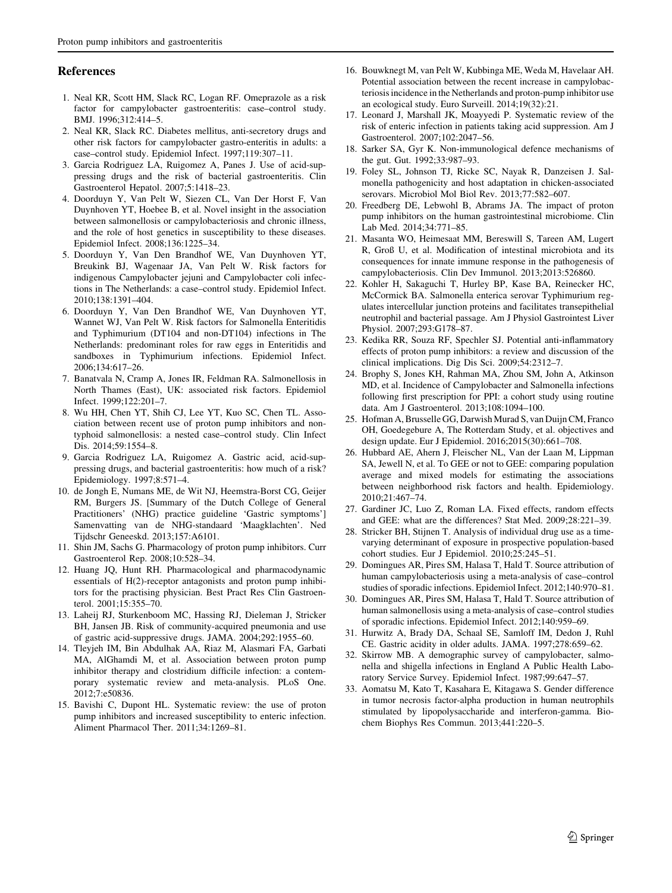## References

1. Neal KR, Scott HM, Slack RC, Logan RF. Omeprazole as a risk factor for campylobacter gastroenteritis: case–control study. BMJ. 1996;312:414–5.
2. Neal KR, Slack RC. Diabetes mellitus, anti-secretory drugs and other risk factors for campylobacter gastro-enteritis in adults: a case–control study. Epidemiol Infect. 1997;119:307–11.
3. Garcia Rodriguez LA, Ruigomez A, Panes J. Use of acid-suppressing drugs and the risk of bacterial gastroenteritis. Clin Gastroenterol Hepatol. 2007;5:1418–23.
4. Doorduyn Y, Van Pelt W, Siezen CL, Van Der Horst F, Van Duynhoven YT, Hoebee B, et al. Novel insight in the association between salmonellosis or campylobacteriosis and chronic illness, and the role of host genetics in susceptibility to these diseases. Epidemiol Infect. 2008;136:1225–34.
5. Doorduyn Y, Van Den Brandhof WE, Van Duynhoven YT, Breukink BJ, Wagenaar JA, Van Pelt W. Risk factors for indigenous Campylobacter jejuni and Campylobacter coli infections in The Netherlands: a case–control study. Epidemiol Infect. 2010;138:1391–404.
6. Doorduyn Y, Van Den Brandhof WE, Van Duynhoven YT, Wannet WJ, Van Pelt W. Risk factors for Salmonella Enteritidis and Typhimurium (DT104 and non-DT104) infections in The Netherlands: predominant roles for raw eggs in Enteritidis and sandboxes in Typhimurium infections. Epidemiol Infect. 2006;134:617–26.
7. Banatvala N, Cramp A, Jones IR, Feldman RA. Salmonellosis in North Thames (East), UK: associated risk factors. Epidemiol Infect. 1999;122:201–7.
8. Wu HH, Chen YT, Shih CJ, Lee YT, Kuo SC, Chen TL. Association between recent use of proton pump inhibitors and non-typhoid salmonellosis: a nested case–control study. Clin Infect Dis. 2014;59:1554–8.
9. Garcia Rodriguez LA, Ruigomez A. Gastric acid, acid-suppressing drugs, and bacterial gastroenteritis: how much of a risk? Epidemiology. 1997;8:571–4.
10. de Jongh E, Numans ME, de Wit NJ, Heemstra-Borst CG, Geijer RM, Burgers JS. [Summary of the Dutch College of General Practitioners' (NHG) practice guideline 'Gastric symptoms'] Samenvatting van de NHG-standaard 'Maagklachten'. Ned Tijdschr Geneeskd. 2013;157:A6101.
11. Shin JM, Sachs G. Pharmacology of proton pump inhibitors. Curr Gastroenterol Rep. 2008;10:528–34.
12. Huang JQ, Hunt RH. Pharmacological and pharmacodynamic essentials of H(2)-receptor antagonists and proton pump inhibitors for the practising physician. Best Pract Res Clin Gastroenterol. 2001;15:355–70.
13. Laheij RJ, Sturkenboom MC, Hassing RJ, Dieleman J, Stricker BH, Jansen JB. Risk of community-acquired pneumonia and use of gastric acid-suppressive drugs. JAMA. 2004;292:1955–60.
14. Tleyjeh IM, Bin Abdulhak AA, Riaz M, Alasmari FA, Garbati MA, AlGhamdi M, et al. Association between proton pump inhibitor therapy and clostridium difficile infection: a contemporary systematic review and meta-analysis. PLoS One. 2012;7:e50836.
15. Bavishi C, Dupont HL. Systematic review: the use of proton pump inhibitors and increased susceptibility to enteric infection. Aliment Pharmacol Ther. 2011;34:1269–81.
16. Bouwknegt M, van Pelt W, Kubbinga ME, Weda M, Havelaar AH. Potential association between the recent increase in campylobacteriosis incidence in the Netherlands and proton-pump inhibitor use an ecological study. Euro Surveill. 2014;19(32):21.
17. Leonard J, Marshall JK, Moayyedi P. Systematic review of the risk of enteric infection in patients taking acid suppression. Am J Gastroenterol. 2007;102:2047–56.
18. Sarker SA, Gyr K. Non-immunological defence mechanisms of the gut. Gut. 1992;33:987–93.
19. Foley SL, Johnson TJ, Ricke SC, Nayak R, Danzeisen J. Salmonella pathogenicity and host adaptation in chicken-associated serovars. Microbiol Mol Biol Rev. 2013;77:582–607.
20. Freedberg DE, Lebwohl B, Abrams JA. The impact of proton pump inhibitors on the human gastrointestinal microbiome. Clin Lab Med. 2014;34:771–85.
21. Masanta WO, Heimesaat MM, Bereswill S, Tareen AM, Lugert R, Groß U, et al. Modification of intestinal microbiota and its consequences for innate immune response in the pathogenesis of campylobacteriosis. Clin Dev Immunol. 2013;2013:526860.
22. Kohler H, Sakaguchi T, Hurley BP, Kase BA, Reinecker HC, McCormick BA. Salmonella enterica serovar Typhimurium regulates intercellular junction proteins and facilitates transepithelial neutrophil and bacterial passage. Am J Physiol Gastrointest Liver Physiol. 2007;293:G178–87.
23. Kedika RR, Souza RF, Spechler SJ. Potential anti-inflammatory effects of proton pump inhibitors: a review and discussion of the clinical implications. Dig Dis Sci. 2009;54:2312–7.
24. Brophy S, Jones KH, Rahman MA, Zhou SM, John A, Atkinson MD, et al. Incidence of Campylobacter and Salmonella infections following first prescription for PPI: a cohort study using routine data. Am J Gastroenterol. 2013;108:1094–100.
25. Hofman A, Brusselle GG, Darwish Murad S, van Duijn CM, Franco OH, Goedegebure A, The Rotterdam Study, et al. objectives and design update. Eur J Epidemiol. 2016;2015(30):661–708.
26. Hubbard AE, Ahern J, Fleischer NL, Van der Laan M, Lippman SA, Jewell N, et al. To GEE or not to GEE: comparing population average and mixed models for estimating the associations between neighborhood risk factors and health. Epidemiology. 2010;21:467–74.
27. Gardiner JC, Luo Z, Roman LA. Fixed effects, random effects and GEE: what are the differences? Stat Med. 2009;28:221–39.
28. Stricker BH, Stijnen T. Analysis of individual drug use as a time-varying determinant of exposure in prospective population-based cohort studies. Eur J Epidemiol. 2010;25:245–51.
29. Domingues AR, Pires SM, Halasa T, Hald T. Source attribution of human campylobacteriosis using a meta-analysis of case–control studies of sporadic infections. Epidemiol Infect. 2012;140:970–81.
30. Domingues AR, Pires SM, Halasa T, Hald T. Source attribution of human salmonellosis using a meta-analysis of case–control studies of sporadic infections. Epidemiol Infect. 2012;140:959–69.
31. Hurwitz A, Brady DA, Schaal SE, Samloff IM, Dedon J, Ruhl CE. Gastric acidity in older adults. JAMA. 1997;278:659–62.
32. Skirrow MB. A demographic survey of campylobacter, salmonella and shigella infections in England A Public Health Laboratory Service Survey. Epidemiol Infect. 1987;99:647–57.
33. Aomatsu M, Kato T, Kasahara E, Kitagawa S. Gender difference in tumor necrosis factor-alpha production in human neutrophils stimulated by lipopolysaccharide and interferon-gamma. Biochem Biophys Res Commun. 2013;441:220–5.